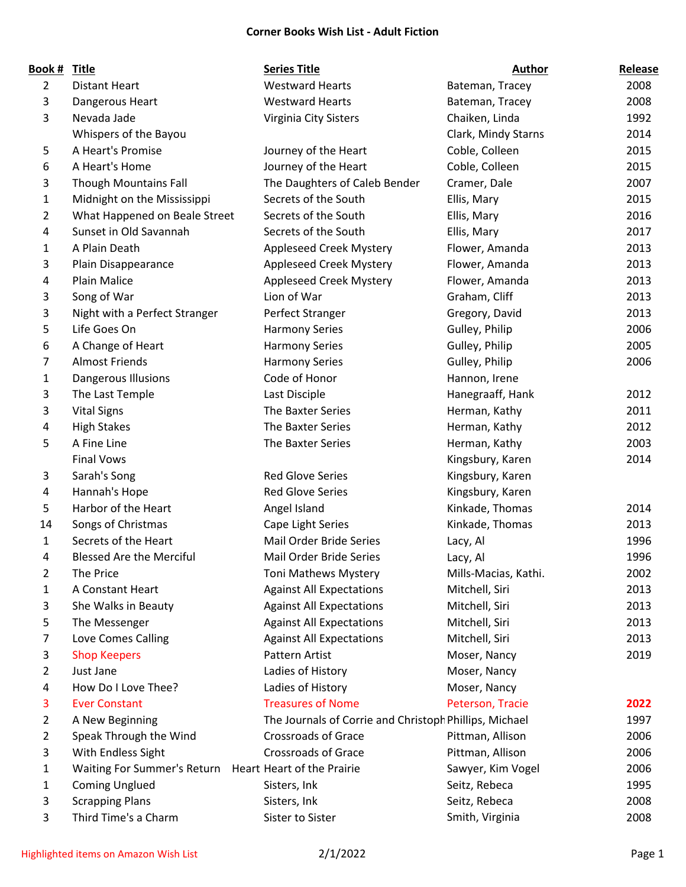**Corner Books Wish List - Adult Fiction**

| Book # | Title | Series Title | Author | Release |
|---|---|---|---|---|
| 2 | Distant Heart | Westward Hearts | Bateman, Tracey | 2008 |
| 3 | Dangerous Heart | Westward Hearts | Bateman, Tracey | 2008 |
| 3 | Nevada Jade | Virginia City Sisters | Chaiken, Linda | 1992 |
| | Whispers of the Bayou | | Clark, Mindy Starns | 2014 |
| 5 | A Heart's Promise | Journey of the Heart | Coble, Colleen | 2015 |
| 6 | A Heart's Home | Journey of the Heart | Coble, Colleen | 2015 |
| 3 | Though Mountains Fall | The Daughters of Caleb Bender | Cramer, Dale | 2007 |
| 1 | Midnight on the Mississippi | Secrets of the South | Ellis, Mary | 2015 |
| 2 | What Happened on Beale Street | Secrets of the South | Ellis, Mary | 2016 |
| 4 | Sunset in Old Savannah | Secrets of the South | Ellis, Mary | 2017 |
| 1 | A Plain Death | Appleseed Creek Mystery | Flower, Amanda | 2013 |
| 3 | Plain Disappearance | Appleseed Creek Mystery | Flower, Amanda | 2013 |
| 4 | Plain Malice | Appleseed Creek Mystery | Flower, Amanda | 2013 |
| 3 | Song of War | Lion of War | Graham, Cliff | 2013 |
| 3 | Night with a Perfect Stranger | Perfect Stranger | Gregory, David | 2013 |
| 5 | Life Goes On | Harmony Series | Gulley, Philip | 2006 |
| 6 | A Change of Heart | Harmony Series | Gulley, Philip | 2005 |
| 7 | Almost Friends | Harmony Series | Gulley, Philip | 2006 |
| 1 | Dangerous Illusions | Code of Honor | Hannon, Irene | |
| 3 | The Last Temple | Last Disciple | Hanegraaff, Hank | 2012 |
| 3 | Vital Signs | The Baxter Series | Herman, Kathy | 2011 |
| 4 | High Stakes | The Baxter Series | Herman, Kathy | 2012 |
| 5 | A Fine Line | The Baxter Series | Herman, Kathy | 2003 |
| | Final Vows | | Kingsbury, Karen | 2014 |
| 3 | Sarah's Song | Red Glove Series | Kingsbury, Karen | |
| 4 | Hannah's Hope | Red Glove Series | Kingsbury, Karen | |
| 5 | Harbor of the Heart | Angel Island | Kinkade, Thomas | 2014 |
| 14 | Songs of Christmas | Cape Light Series | Kinkade, Thomas | 2013 |
| 1 | Secrets of the Heart | Mail Order Bride Series | Lacy, Al | 1996 |
| 4 | Blessed Are the Merciful | Mail Order Bride Series | Lacy, Al | 1996 |
| 2 | The Price | Toni Mathews Mystery | Mills-Macias, Kathi. | 2002 |
| 1 | A Constant Heart | Against All Expectations | Mitchell, Siri | 2013 |
| 3 | She Walks in Beauty | Against All Expectations | Mitchell, Siri | 2013 |
| 5 | The Messenger | Against All Expectations | Mitchell, Siri | 2013 |
| 7 | Love Comes Calling | Against All Expectations | Mitchell, Siri | 2013 |
| 3 | Shop Keepers | Pattern Artist | Moser, Nancy | 2019 |
| 2 | Just Jane | Ladies of History | Moser, Nancy | |
| 4 | How Do I Love Thee? | Ladies of History | Moser, Nancy | |
| 3 | Ever Constant | Treasures of Nome | Peterson, Tracie | **2022** |
| 2 | A New Beginning | The Journals of Corrie and Christoph | Phillips, Michael | 1997 |
| 2 | Speak Through the Wind | Crossroads of Grace | Pittman, Allison | 2006 |
| 3 | With Endless Sight | Crossroads of Grace | Pittman, Allison | 2006 |
| 1 | Waiting For Summer's Return | Heart Heart of the Prairie | Sawyer, Kim Vogel | 2006 |
| 1 | Coming Unglued | Sisters, Ink | Seitz, Rebeca | 1995 |
| 3 | Scrapping Plans | Sisters, Ink | Seitz, Rebeca | 2008 |
| 3 | Third Time's a Charm | Sister to Sister | Smith, Virginia | 2008 |

Highlighted items on Amazon Wish List

2/1/2022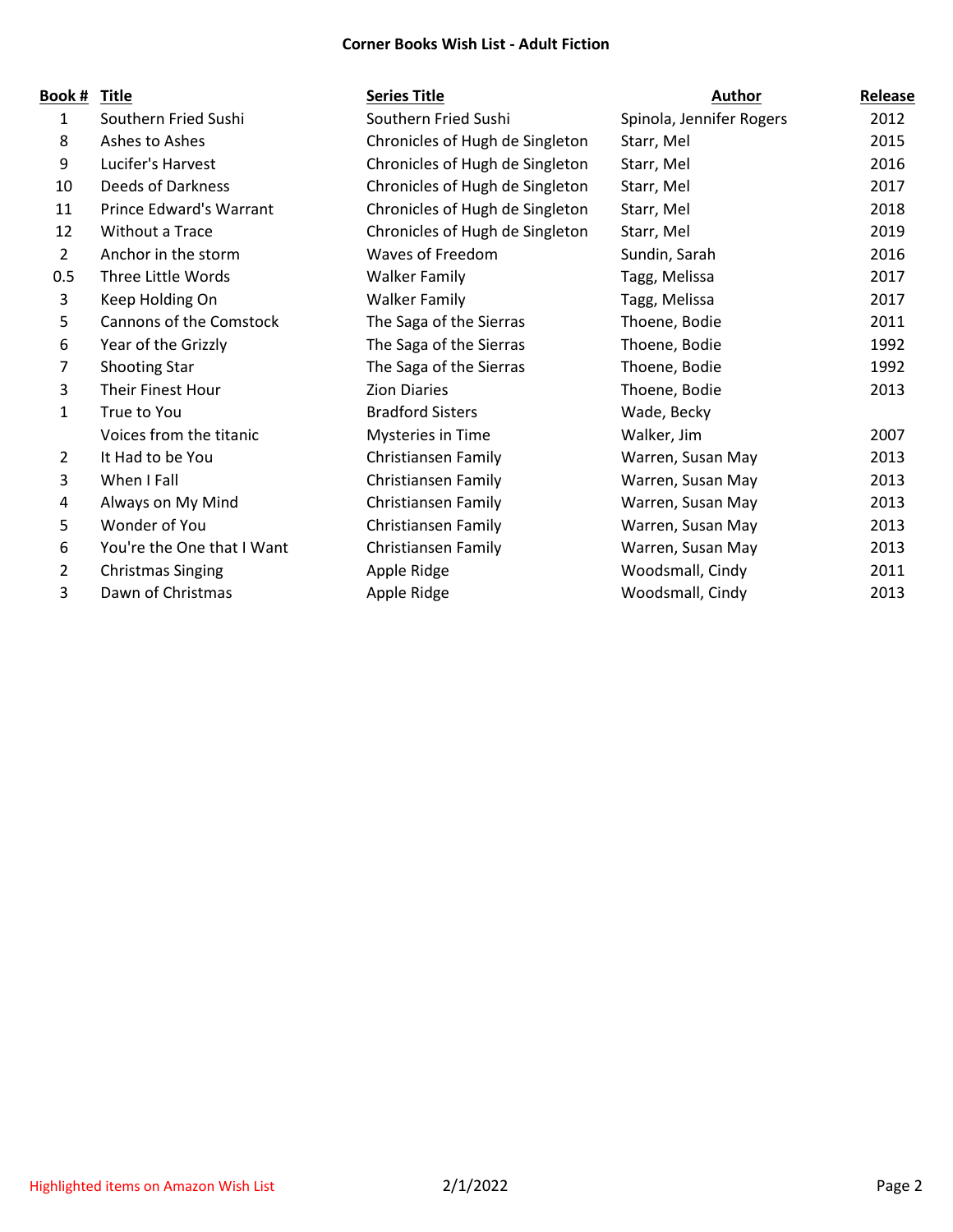**Corner Books Wish List - Adult Fiction**

| Book # | Title | Series Title | Author | Release |
|---|---|---|---|---|
| 1 | Southern Fried Sushi | Southern Fried Sushi | Spinola, Jennifer Rogers | 2012 |
| 8 | Ashes to Ashes | Chronicles of Hugh de Singleton | Starr, Mel | 2015 |
| 9 | Lucifer's Harvest | Chronicles of Hugh de Singleton | Starr, Mel | 2016 |
| 10 | Deeds of Darkness | Chronicles of Hugh de Singleton | Starr, Mel | 2017 |
| 11 | Prince Edward's Warrant | Chronicles of Hugh de Singleton | Starr, Mel | 2018 |
| 12 | Without a Trace | Chronicles of Hugh de Singleton | Starr, Mel | 2019 |
| 2 | Anchor in the storm | Waves of Freedom | Sundin, Sarah | 2016 |
| 0.5 | Three Little Words | Walker Family | Tagg, Melissa | 2017 |
| 3 | Keep Holding On | Walker Family | Tagg, Melissa | 2017 |
| 5 | Cannons of the Comstock | The Saga of the Sierras | Thoene, Bodie | 2011 |
| 6 | Year of the Grizzly | The Saga of the Sierras | Thoene, Bodie | 1992 |
| 7 | Shooting Star | The Saga of the Sierras | Thoene, Bodie | 1992 |
| 3 | Their Finest Hour | Zion Diaries | Thoene, Bodie | 2013 |
| 1 | True to You | Bradford Sisters | Wade, Becky | |
| | Voices from the titanic | Mysteries in Time | Walker, Jim | 2007 |
| 2 | It Had to be You | Christiansen Family | Warren, Susan May | 2013 |
| 3 | When I Fall | Christiansen Family | Warren, Susan May | 2013 |
| 4 | Always on My Mind | Christiansen Family | Warren, Susan May | 2013 |
| 5 | Wonder of You | Christiansen Family | Warren, Susan May | 2013 |
| 6 | You're the One that I Want | Christiansen Family | Warren, Susan May | 2013 |
| 2 | Christmas Singing | Apple Ridge | Woodsmall, Cindy | 2011 |
| 3 | Dawn of Christmas | Apple Ridge | Woodsmall, Cindy | 2013 |

Highlighted items on Amazon Wish List

2/1/2022